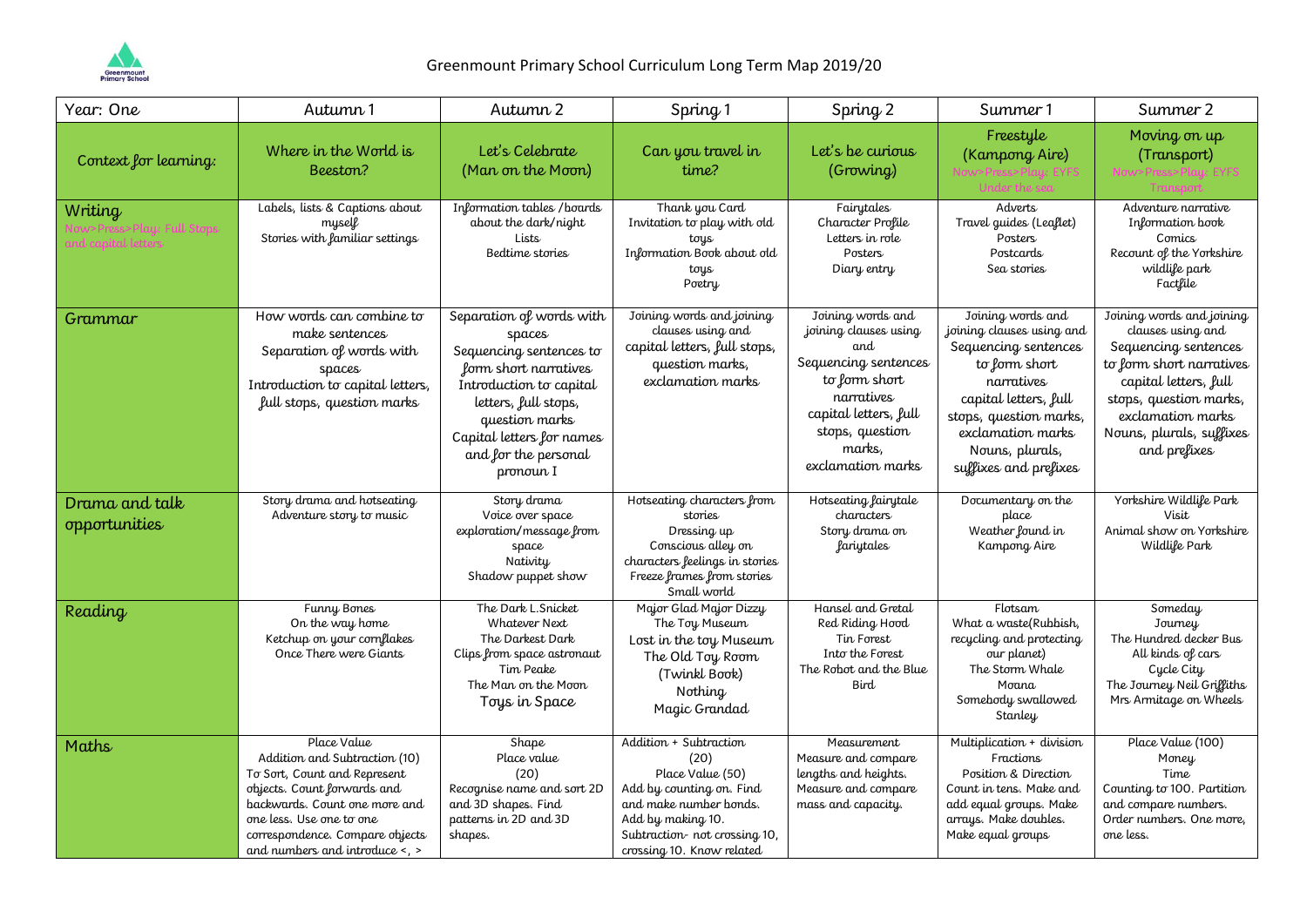# Greenmount Primary School Curriculum Long Term Map 2019/20

| Year: One | Autumn 1 | Autumn 2 | Spring 1 | Spring 2 | Summer 1 | Summer 2 |
|---|---|---|---|---|---|---|
| Context for learning: | Where in the World is Beeston? | Let's Celebrate (Man on the Moon) | Can you travel in time? | Let's be curious (Growing) | Freestyle (Kampong Aire) Now>Press>Play: EYFS Under the sea | Moving on up (Transport) Now>Press>Play: EYFS Transport |
| Writing Now>Press>Play: Full Stops and capital letters | Labels, lists & Captions about myself<br>Stories with familiar settings | Information tables /boards about the dark/night<br>Lists<br>Bedtime stories | Thank you Card<br>Invitation to play with old toys<br>Information Book about old toys<br>Poetry | Fairytales<br>Character Profile<br>Letters in role<br>Posters<br>Diary entry | Adverts<br>Travel guides (Leaflet)<br>Posters<br>Postcards<br>Sea stories | Adventure narrative<br>Information book<br>Comics<br>Recount of the Yorkshire wildlife park<br>Factfile |
| Grammar | How words can combine to make sentences<br>Separation of words with spaces<br>Introduction to capital letters, full stops, question marks | Separation of words with spaces<br>Sequencing sentences to form short narratives<br>Introduction to capital letters, full stops, question marks<br>Capital letters for names and for the personal pronoun I | Joining words and joining clauses using and capital letters, full stops, question marks, exclamation marks | Joining words and joining clauses using and<br>Sequencing sentences to form short narratives<br>capital letters, full stops, question marks, exclamation marks | Joining words and joining clauses using and<br>Sequencing sentences to form short narratives<br>capital letters, full stops, question marks, exclamation marks<br>Nouns, plurals, suffixes and prefixes | Joining words and joining clauses using and<br>Sequencing sentences to form short narratives<br>capital letters, full stops, question marks, exclamation marks<br>Nouns, plurals, suffixes and prefixes |
| Drama and talk opportunities | Story drama and hotseating<br>Adventure story to music | Story drama<br>Voice over space exploration/message from space<br>Nativity<br>Shadow puppet show | Hotseating characters from stories<br>Dressing up<br>Conscious alley on characters feelings in stories<br>Freeze frames from stories<br>Small world | Hotseating fairytale characters<br>Story drama on farytales | Documentary on the place<br>Weather found in Kampong Aire | Yorkshire Wildlife Park Visit<br>Animal show on Yorkshire Wildlife Park |
| Reading | Funny Bones<br>On the way home<br>Ketchup on your cornflakes<br>Once There were Giants | The Dark L.Snicket<br>Whatever Next<br>The Darkest Dark<br>Clips from space astronaut Tim Peake<br>The Man on the Moon<br>Toys in Space | Major Glad Major Dizzy<br>The Toy Museum<br>Lost in the toy Museum<br>The Old Toy Room (Twinkl Book)<br>Nothing<br>Magic Grandad | Hansel and Gretal<br>Red Riding Hood<br>Tin Forest<br>Into the Forest<br>The Robot and the Blue Bird | Flotsam<br>What a waste(Rubbish, recycling and protecting our planet)<br>The Storm Whale<br>Moana<br>Somebody swallowed Stanley | Someday<br>Journey<br>The Hundred decker Bus<br>All kinds of cars<br>Cycle City<br>The Journey Neil Griffiths<br>Mrs Armitage on Wheels |
| Maths | Place Value<br>Addition and Subtraction (10)<br>To Sort, Count and Represent objects. Count forwards and backwards. Count one more and one less. Use one to one correspondence. Compare objects and numbers and introduce <, > | Shape<br>Place value (20)<br>Recognise name and sort 2D and 3D shapes. Find patterns in 2D and 3D shapes. | Addition + Subtraction (20)<br>Place Value (50)<br>Add by counting on. Find and make number bonds. Add by making 10. Subtraction- not crossing 10, crossing 10. Know related | Measurement<br>Measure and compare lengths and heights. Measure and compare mass and capacity. | Multiplication + division<br>Fractions<br>Position & Direction<br>Count in tens. Make and add equal groups. Make arrays. Make doubles. Make equal groups | Place Value (100)<br>Money<br>Time<br>Counting to 100. Partition and compare numbers. Order numbers. One more, one less. |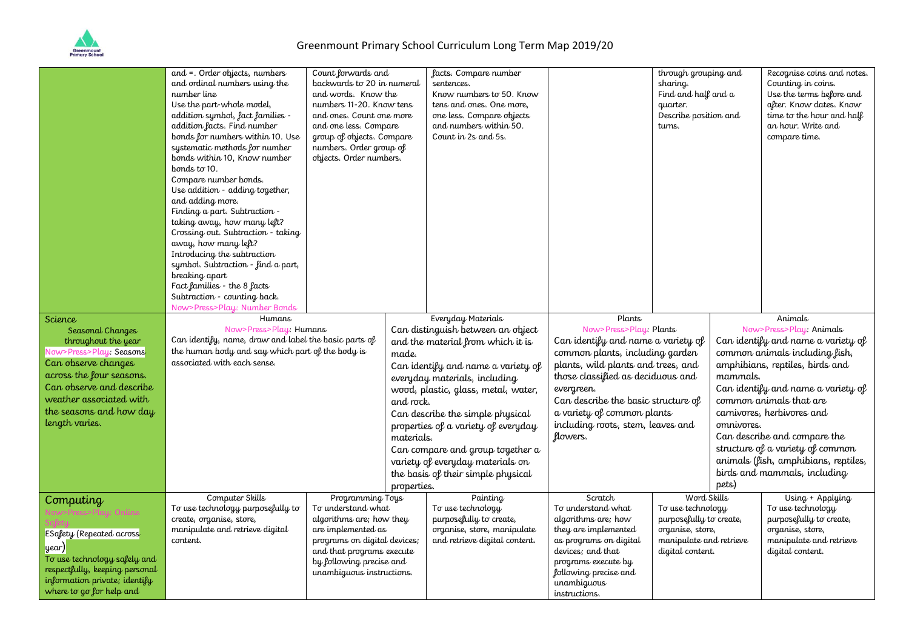| | | | | | | |
|---|---|---|---|---|---|---|
| | and =. Order objects, numbers and ordinal numbers using the number line<br>Use the part-whole model, addition symbol, fact families - addition facts. Find number bonds for numbers within 10. Use systematic methods for number bonds within 10, Know number bonds to 10.<br>Compare number bonds.<br>Use addition - adding together, and adding more.<br>Finding a part. Subtraction - taking away, how many left?<br>Crossing out. Subtraction - taking away, how many left?<br>Introducing the subtraction symbol. Subtraction - find a part, breaking apart<br>Fact families - the 8 facts<br>Subtraction - counting back.<br>Now>Press>Play: Number Bonds | Count forwards and backwards to 20 in numeral and words. Know the numbers 11-20. Know tens and ones. Count one more and one less. Compare group of objects. Compare numbers. Order group of objects. Order numbers. | facts. Compare number sentences.<br>Know numbers to 50. Know tens and ones. One more, one less. Compare objects and numbers within 50.<br>Count in 2s and 5s. | | through grouping and sharing.<br>Find and half and a quarter.<br>Describe position and turns. | Recognise coins and notes. Counting in coins.<br>Use the terms before and after. Know dates. Know time to the hour and half an hour. Write and compare time. |
| **Science**<br>Seasonal Changes throughout the year<br>Now>Press>Play: Seasons<br>Can observe changes across the four seasons.<br>Can observe and describe weather associated with the seasons and how day length varies. | Humans<br>Now>Press>Play: Humans<br>Can identify, name, draw and label the basic parts of the human body and say which part of the body is associated with each sense. | | Everyday Materials<br>Can distinguish between an object and the material from which it is made.<br>Can identify and name a variety of everyday materials, including wood, plastic, glass, metal, water, and rock.<br>Can describe the simple physical properties of a variety of everyday materials.<br>Can compare and group together a variety of everyday materials on the basis of their simple physical properties. | Plants<br>Now>Press>Play: Plants<br>Can identify and name a variety of common plants, including garden plants, wild plants and trees, and those classified as deciduous and evergreen.<br>Can describe the basic structure of a variety of common plants including roots, stem, leaves and flowers. | | Animals<br>Now>Press>Play: Animals<br>Can identify and name a variety of common animals including fish, amphibians, reptiles, birds and mammals.<br>Can identify and name a variety of common animals that are carnivores, herbivores and omnivores.<br>Can describe and compare the structure of a variety of common animals (fish, amphibians, reptiles, birds and mammals, including pets) |
| **Computing**<br>Now>Press>Play: Online Safety<br>ESafety (Repeated across year)<br>To use technology safely and respectfully, keeping personal information private; identify where to go for help and | Computer Skills<br>To use technology purposefully to create, organise, store, manipulate and retrieve digital content. | Programming Toys<br>To understand what algorithms are; how they are implemented as programs on digital devices; and that programs execute by following precise and unambiguous instructions. | Painting<br>To use technology purposefully to create, organise, store, manipulate and retrieve digital content. | Scratch<br>To understand what algorithms are; how they are implemented as programs on digital devices; and that programs execute by following precise and unambiguous instructions. | Word Skills<br>To use technology purposefully to create, organise, store, manipulate and retrieve digital content. | Using + Applying<br>To use technology purposefully to create, organise, store, manipulate and retrieve digital content. |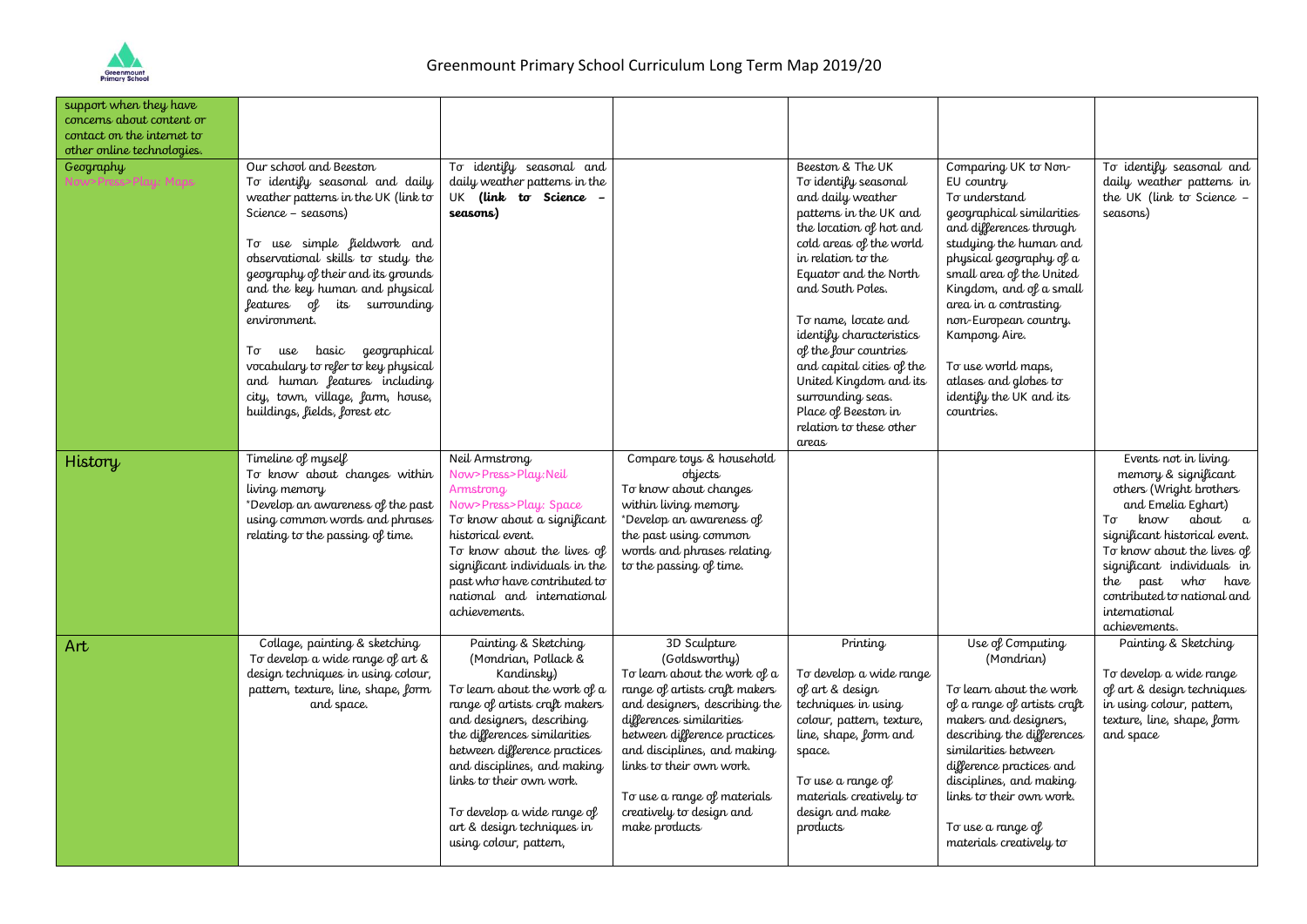| | | | | | | |
|---|---|---|---|---|---|---|
| support when they have concerns about content or contact on the internet to other online technologies. | | | | | | |
| Geography<br>Now>Press>Play: Maps | Our school and Beeston<br>To identify seasonal and daily weather patterns in the UK (link to Science – seasons)<br><br>To use simple fieldwork and observational skills to study the geography of their and its grounds and the key human and physical features of its surrounding environment.<br><br>To use basic geographical vocabulary to refer to key physical and human features including city, town, village, farm, house, buildings, fields, forest etc | To identify seasonal and daily weather patterns in the UK **(link to Science – seasons)** | | Beeston & The UK<br>To identify seasonal and daily weather patterns in the UK and the location of hot and cold areas of the world in relation to the Equator and the North and South Poles.<br><br>To name, locate and identify characteristics of the four countries and capital cities of the United Kingdom and its surrounding seas. Place of Beeston in relation to these other areas | Comparing UK to Non-EU country<br>To understand geographical similarities and differences through studying the human and physical geography of a small area of the United Kingdom, and of a small area in a contrasting non-European country. Kampong Aire.<br><br>To use world maps, atlases and globes to identify the UK and its countries. | To identify seasonal and daily weather patterns in the UK (link to Science – seasons) |
| History | Timeline of myself<br>To know about changes within living memory<br>*Develop an awareness of the past using common words and phrases relating to the passing of time. | Neil Armstrong<br>Now>Press>Play:Neil Armstrong<br>Now>Press>Play: Space<br>To know about a significant historical event.<br>To know about the lives of significant individuals in the past who have contributed to national and international achievements. | Compare toys & household objects<br>To know about changes within living memory<br>*Develop an awareness of the past using common words and phrases relating to the passing of time. | | | Events not in living memory & significant others (Wright brothers and Emelia Eghart)<br>To know about a significant historical event.<br>To know about the lives of significant individuals in the past who have contributed to national and international achievements. |
| Art | Collage, painting & sketching<br>To develop a wide range of art & design techniques in using colour, pattern, texture, line, shape, form and space. | Painting & Sketching (Mondrian, Pollack & Kandinsky)<br>To learn about the work of a range of artists craft makers and designers, describing the differences similarities between difference practices and disciplines, and making links to their own work.<br><br>To develop a wide range of art & design techniques in using colour, pattern, | 3D Sculpture (Goldsworthy)<br>To learn about the work of a range of artists craft makers and designers, describing the differences similarities between difference practices and disciplines, and making links to their own work.<br><br>To use a range of materials creatively to design and make products | Printing<br><br>To develop a wide range of art & design techniques in using colour, pattern, texture, line, shape, form and space.<br><br>To use a range of materials creatively to design and make products | Use of Computing (Mondrian)<br><br>To learn about the work of a range of artists craft makers and designers, describing the differences similarities between difference practices and disciplines, and making links to their own work.<br><br>To use a range of materials creatively to | Painting & Sketching<br><br>To develop a wide range of art & design techniques in using colour, pattern, texture, line, shape, form and space |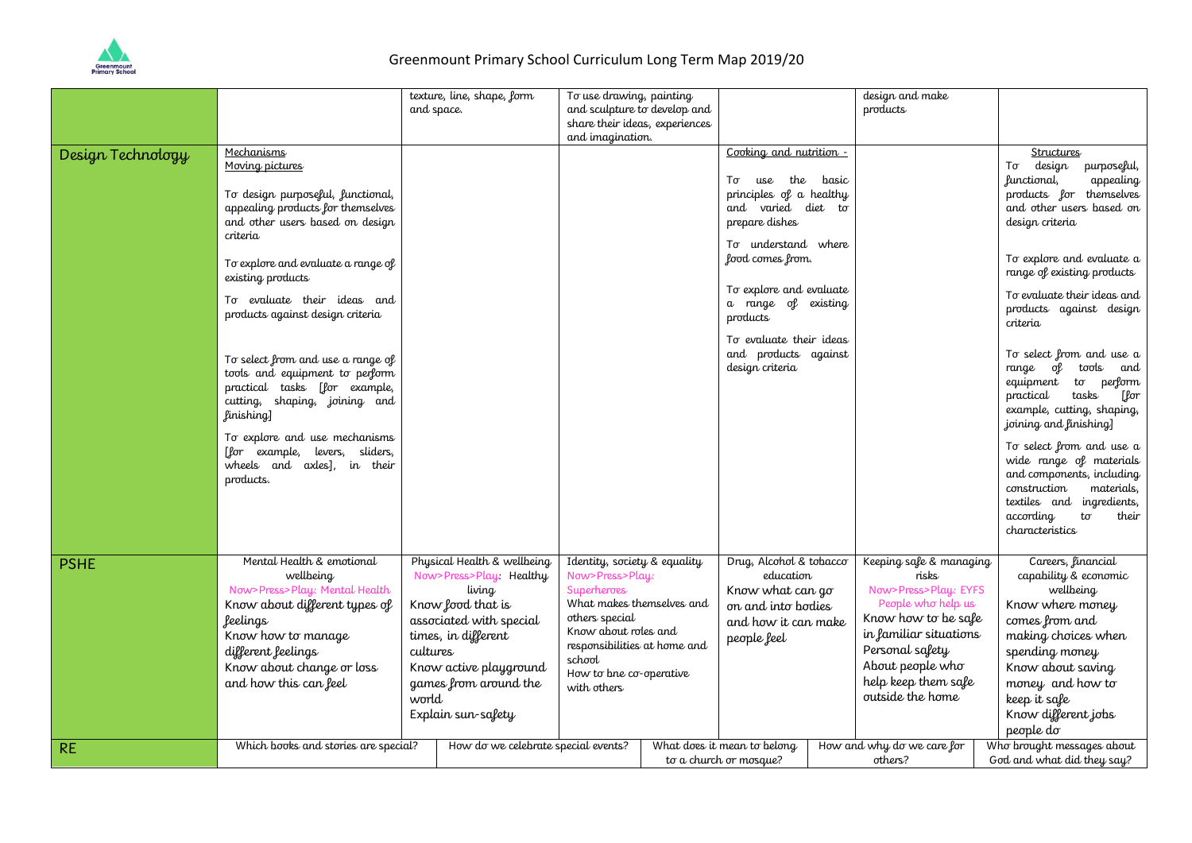# Greenmount Primary School Curriculum Long Term Map 2019/20

| | | | | | | |
|---|---|---|---|---|---|---|
| | | texture, line, shape, form and space. | To use drawing, painting and sculpture to develop and share their ideas, experiences and imagination. | | design and make products | |
| Design Technology | Mechanisms<br>Moving pictures<br><br>To design purposeful, functional, appealing products for themselves and other users based on design criteria<br><br>To explore and evaluate a range of existing products<br><br>To evaluate their ideas and products against design criteria<br><br>To select from and use a range of tools and equipment to perform practical tasks [for example, cutting, shaping, joining and finishing]<br><br>To explore and use mechanisms [for example, levers, sliders, wheels and axles], in their products. | | | Cooking and nutrition -<br><br>To use the basic principles of a healthy and varied diet to prepare dishes<br><br>To understand where food comes from.<br><br>To explore and evaluate a range of existing products<br><br>To evaluate their ideas and products against design criteria | | Structures<br>To design purposeful, functional, appealing products for themselves and other users based on design criteria<br><br>To explore and evaluate a range of existing products<br><br>To evaluate their ideas and products against design criteria<br><br>To select from and use a range of tools and equipment to perform practical tasks [for example, cutting, shaping, joining and finishing]<br><br>To select from and use a wide range of materials and components, including construction materials, textiles and ingredients, according to their characteristics |
| PSHE | Mental Health & emotional wellbeing<br>Now>Press>Play: Mental Health<br>Know about different types of feelings<br>Know how to manage different feelings<br>Know about change or loss and how this can feel | Physical Health & wellbeing<br>Now>Press>Play: Healthy living<br>Know food that is associated with special times, in different cultures<br>Know active playground games from around the world<br>Explain sun-safety | Identity, society & equality<br>Now>Press>Play: Superheroes<br>What makes themselves and others special<br>Know about roles and responsibilities at home and school<br>How to bne co-operative with others | Drug, Alcohol & tobacco education<br>Know what can go on and into bodies and how it can make people feel | Keeping safe & managing risks<br>Now>Press>Play: EYFS People who help us<br>Know how to be safe in familiar situations<br>Personal safety<br>About people who help keep them safe outside the home | Careers, financial capability & economic wellbeing<br>Know where money comes from and making choices when spending money<br>Know about saving money and how to keep it safe<br>Know different jobs people do |
| RE | Which books and stories are special? | How do we celebrate special events? | | What does it mean to belong to a church or mosque? | How and why do we care for others? | Who brought messages about God and what did they say? |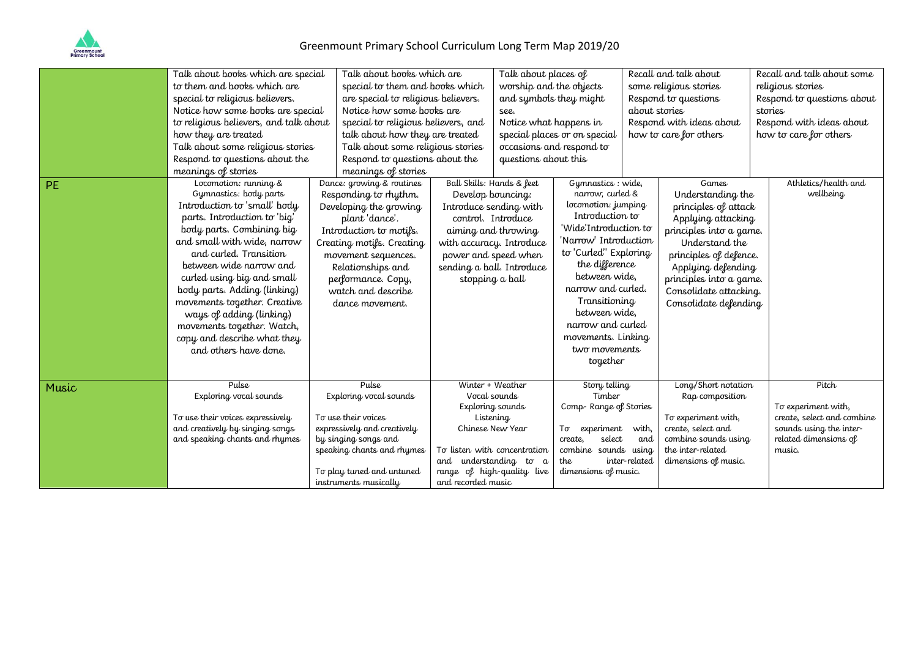# Greenmount Primary School Curriculum Long Term Map 2019/20

| | | | | | | |
|---|---|---|---|---|---|---|
| | Talk about books which are special to them and books which are special to religious believers. Notice how some books are special to religious believers, and talk about how they are treated Talk about some religious stories Respond to questions about the meanings of stories | Talk about books which are special to them and books which are special to religious believers. Notice how some books are special to religious believers, and talk about how they are treated Talk about some religious stories Respond to questions about the meanings of stories | Talk about places of worship and the objects and symbols they might see. Notice what happens in special places or on special occasions and respond to questions about this | | Recall and talk about some religious stories Respond to questions about stories Respond with ideas about how to care for others | Recall and talk about some religious stories Respond to questions about stories Respond with ideas about how to care for others |
| PE | Locomotion: running & Gymnastics: body parts Introduction to 'small' body parts. Introduction to 'big' body parts. Combining big and small with wide, narrow and curled. Transition between wide narrow and curled using big and small body parts. Adding (linking) movements together. Creative ways of adding (linking) movements together. Watch, copy and describe what they and others have done. | Dance: growing & routines Responding to rhythm. Developing the growing plant 'dance'. Introduction to motifs. Creating motifs. Creating movement sequences. Relationships and performance. Copy, watch and describe dance movement. | Ball Skills: Hands & feet Develop bouncing: Introduce sending with control. Introduce aiming and throwing with accuracy. Introduce power and speed when sending a ball. Introduce stopping a ball | Gymnastics : wide, narrow, curled & locomotion: jumping Introduction to 'Wide'Introduction to 'Narrow' Introduction to 'Curled'' Exploring the difference between wide, narrow and curled. Transitioning between wide, narrow and curled movements. Linking two movements together | Games Understanding the principles of attack Applying attacking principles into a game. Understand the principles of defence. Applying defending principles into a game. Consolidate attacking. Consolidate defending | Athletics/health and wellbeing |
| Music | Pulse Exploring vocal sounds<br><br>To use their voices expressively and creatively by singing songs and speaking chants and rhymes | Pulse Exploring vocal sounds<br><br>To use their voices expressively and creatively by singing songs and speaking chants and rhymes<br><br>To play tuned and untuned instruments musically | Winter + Weather Vocal sounds Exploring sounds Listening Chinese New Year<br><br>To listen with concentration and understanding to a range of high-quality live and recorded music | Story telling Timber Comp- Range of Stories<br><br>To experiment with, create, select and combine sounds using the inter-related dimensions of music. | Long/Short notation Rap composition<br><br>To experiment with, create, select and combine sounds using the inter-related dimensions of music. | Pitch<br><br>To experiment with, create, select and combine sounds using the inter-related dimensions of music. |